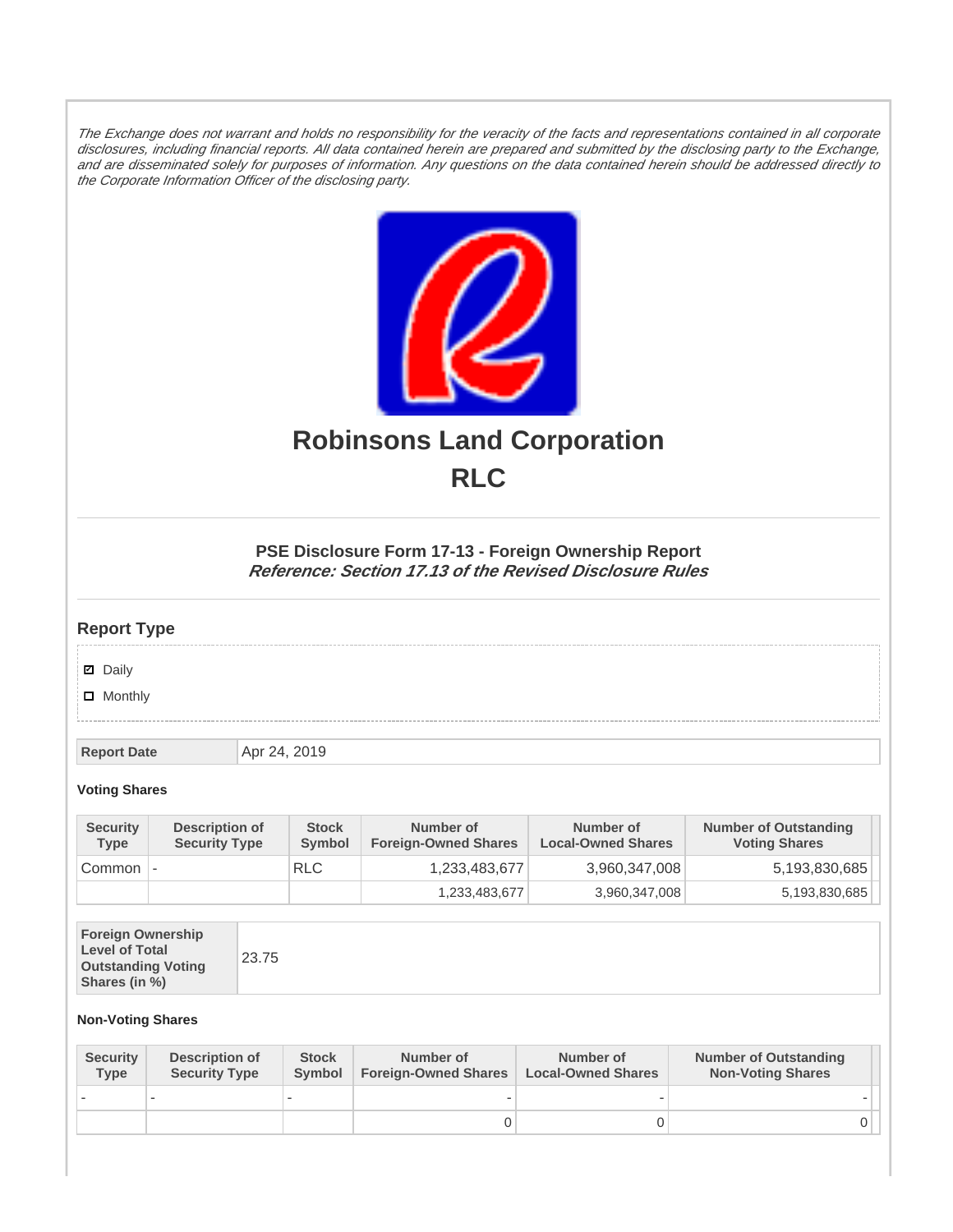*The Exchange does not warrant and holds no responsibility for the veracity of the facts and representations contained in all corporate disclosures, including financial reports. All data contained herein are prepared and submitted by the disclosing party to the Exchange, and are disseminated solely for purposes of information. Any questions on the data contained herein should be addressed directly to the Corporate Information Officer of the disclosing party.*

# Robinsons Land Corporation

# RLC

### PSE Disclosure Form 17-13 - Foreign Ownership Report

***Reference: Section 17.13 of the Revised Disclosure Rules***

## Report Type

- [x] Daily
- [ ] Monthly

| Report Date | Apr 24, 2019 |
|---|---|

**Voting Shares**

| Security Type | Description of Security Type | Stock Symbol | Number of Foreign-Owned Shares | Number of Local-Owned Shares | Number of Outstanding Voting Shares |
|---|---|---|---|---|---|
| Common | - | RLC | 1,233,483,677 | 3,960,347,008 | 5,193,830,685 |
| | | | 1,233,483,677 | 3,960,347,008 | 5,193,830,685 |

| Foreign Ownership Level of Total Outstanding Voting Shares (in %) | 23.75 |
|---|---|

**Non-Voting Shares**

| Security Type | Description of Security Type | Stock Symbol | Number of Foreign-Owned Shares | Number of Local-Owned Shares | Number of Outstanding Non-Voting Shares |
|---|---|---|---|---|---|
| - | - | - | - | - | - |
| | | | 0 | 0 | 0 |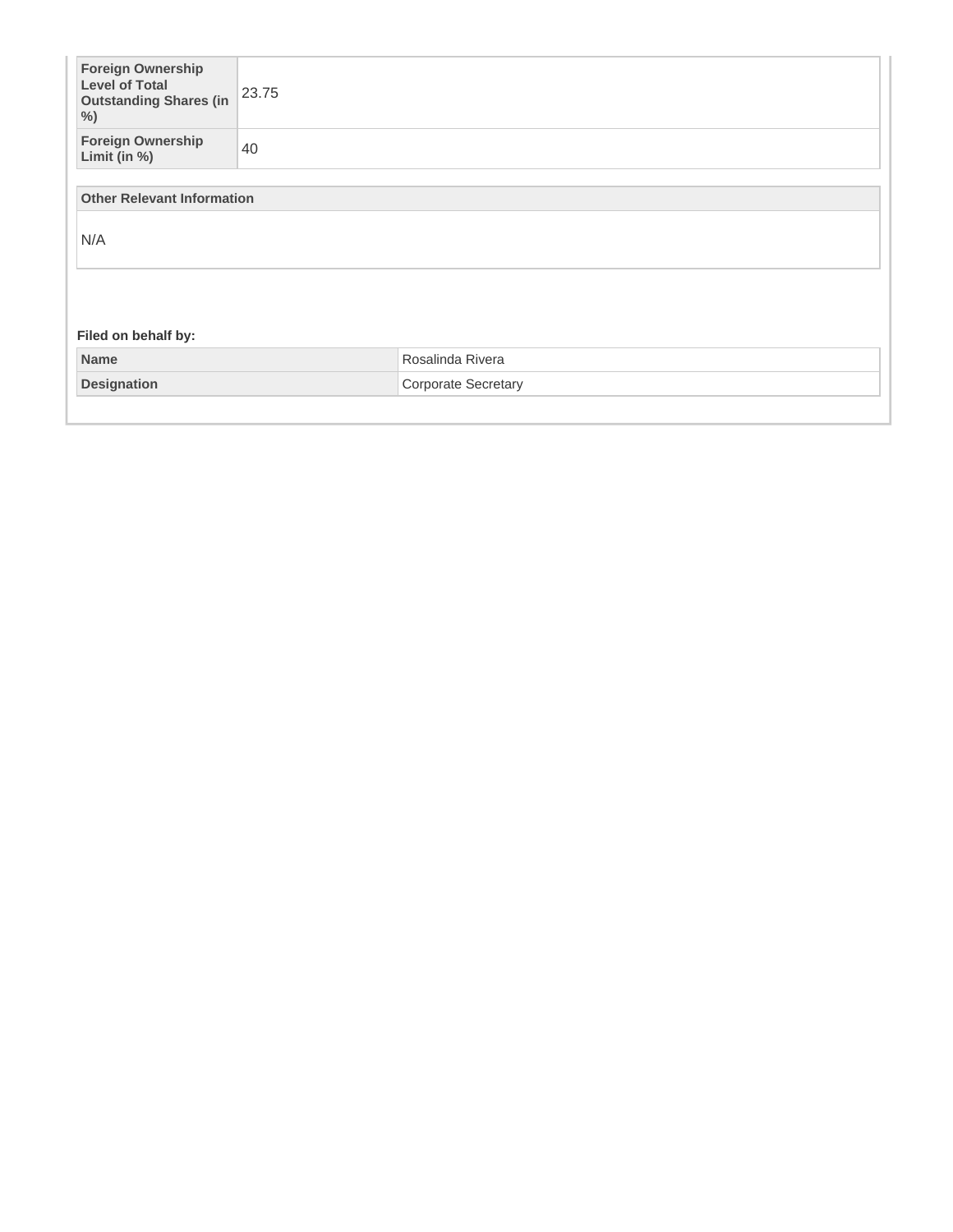| | |
|---|---|
| **Foreign Ownership Level of Total Outstanding Shares (in %)** | 23.75 |
| **Foreign Ownership Limit (in %)** | 40 |

| **Other Relevant Information** |
|---|
| N/A |

**Filed on behalf by:**

| | |
|---|---|
| **Name** | Rosalinda Rivera |
| **Designation** | Corporate Secretary |